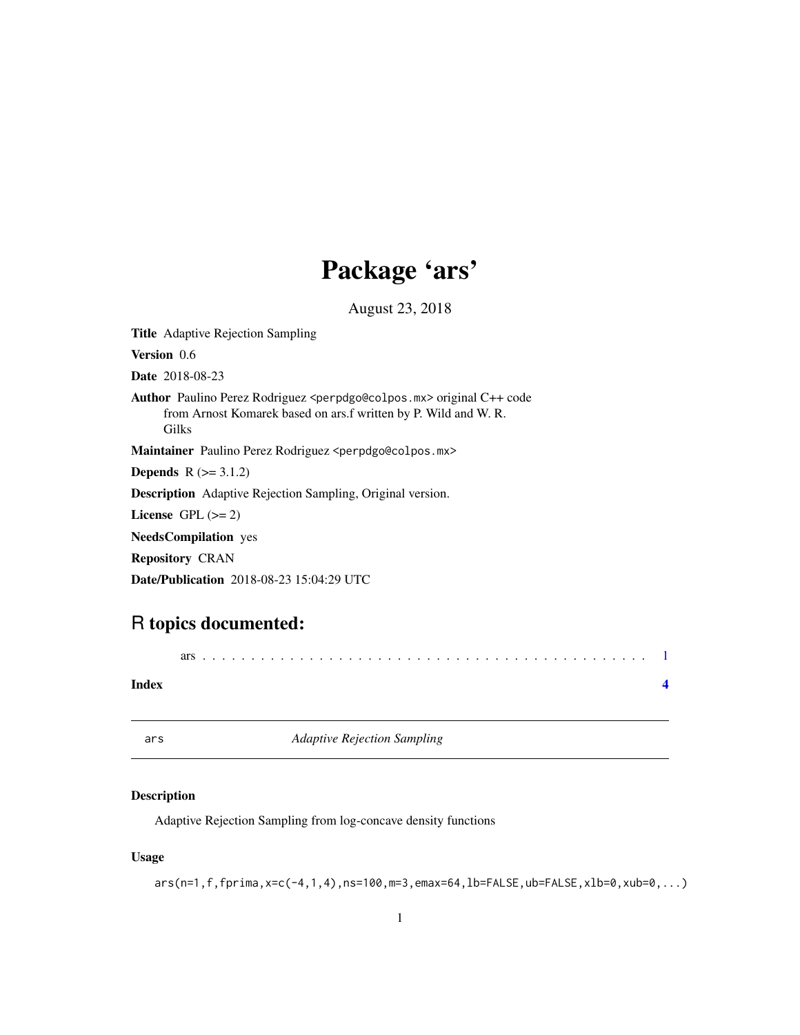# Package 'ars'

August 23, 2018

**Title** Adaptive Rejection Sampling

**Version** 0.6

**Date** 2018-08-23

**Author** Paulino Perez Rodriguez <perpdgo@colpos.mx> original C++ code from Arnost Komarek based on ars.f written by P. Wild and W. R. Gilks

**Maintainer** Paulino Perez Rodriguez <perpdgo@colpos.mx>

**Depends** R (>= 3.1.2)

**Description** Adaptive Rejection Sampling, Original version.

**License** GPL (>= 2)

**NeedsCompilation** yes

**Repository** CRAN

**Date/Publication** 2018-08-23 15:04:29 UTC

## R topics documented:

ars . . . . . . . . . . . . . . . . . . . . . . . . . . . . . . . . . . . . . . . . . . . . 1

**Index** 4

---

ars *Adaptive Rejection Sampling*

---

### Description

Adaptive Rejection Sampling from log-concave density functions

### Usage

```
ars(n=1,f,fprima,x=c(-4,1,4),ns=100,m=3,emax=64,lb=FALSE,ub=FALSE,xlb=0,xub=0,...)
```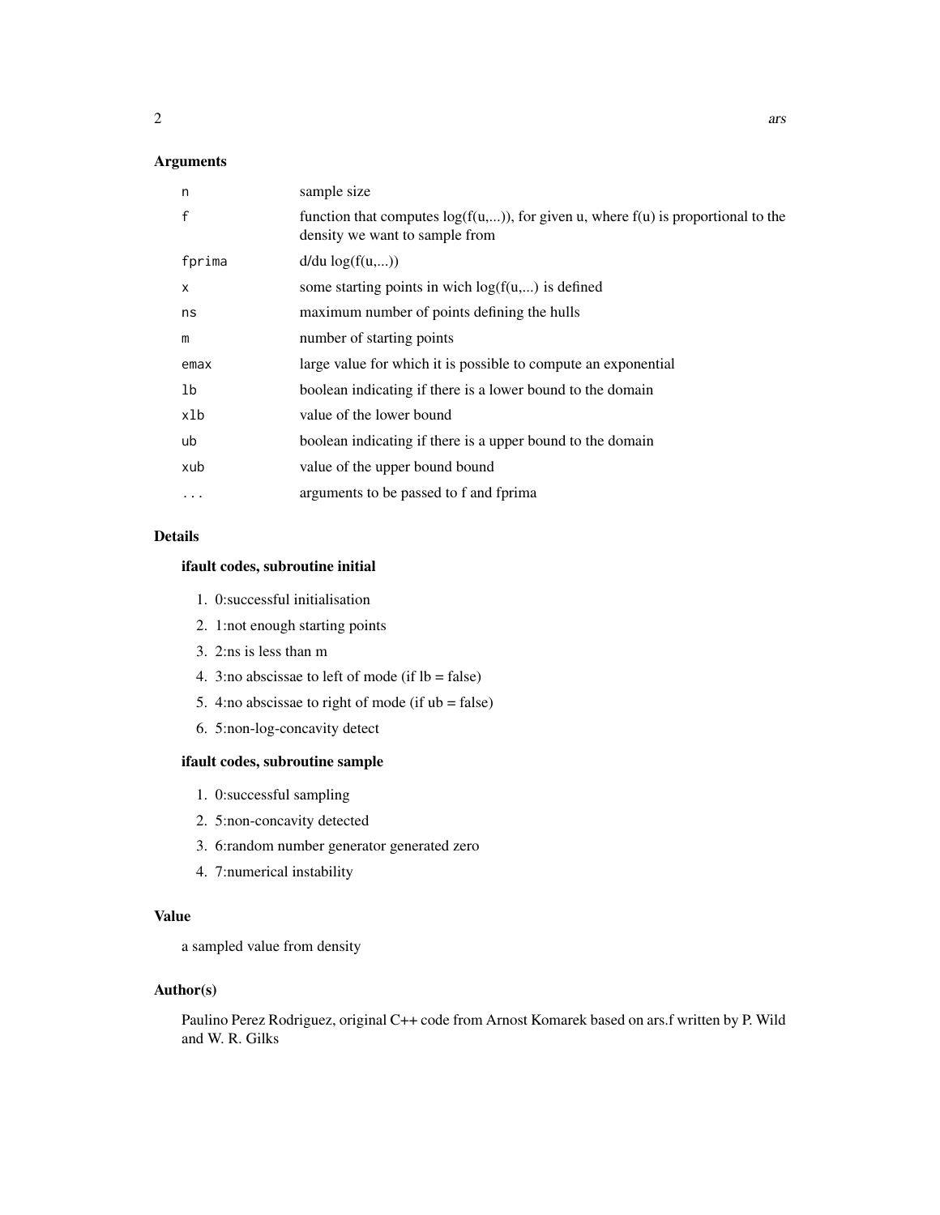## Arguments

| | |
|---|---|
| `n` | sample size |
| `f` | function that computes log(f(u,...)), for given u, where f(u) is proportional to the density we want to sample from |
| `fprima` | d/du log(f(u,...)) |
| `x` | some starting points in wich log(f(u,...) is defined |
| `ns` | maximum number of points defining the hulls |
| `m` | number of starting points |
| `emax` | large value for which it is possible to compute an exponential |
| `lb` | boolean indicating if there is a lower bound to the domain |
| `xlb` | value of the lower bound |
| `ub` | boolean indicating if there is a upper bound to the domain |
| `xub` | value of the upper bound bound |
| `...` | arguments to be passed to f and fprima |

## Details

### ifault codes, subroutine initial

1. 0:successful initialisation
2. 1:not enough starting points
3. 2:ns is less than m
4. 3:no abscissae to left of mode (if lb = false)
5. 4:no abscissae to right of mode (if ub = false)
6. 5:non-log-concavity detect

### ifault codes, subroutine sample

1. 0:successful sampling
2. 5:non-concavity detected
3. 6:random number generator generated zero
4. 7:numerical instability

## Value

a sampled value from density

## Author(s)

Paulino Perez Rodriguez, original C++ code from Arnost Komarek based on ars.f written by P. Wild and W. R. Gilks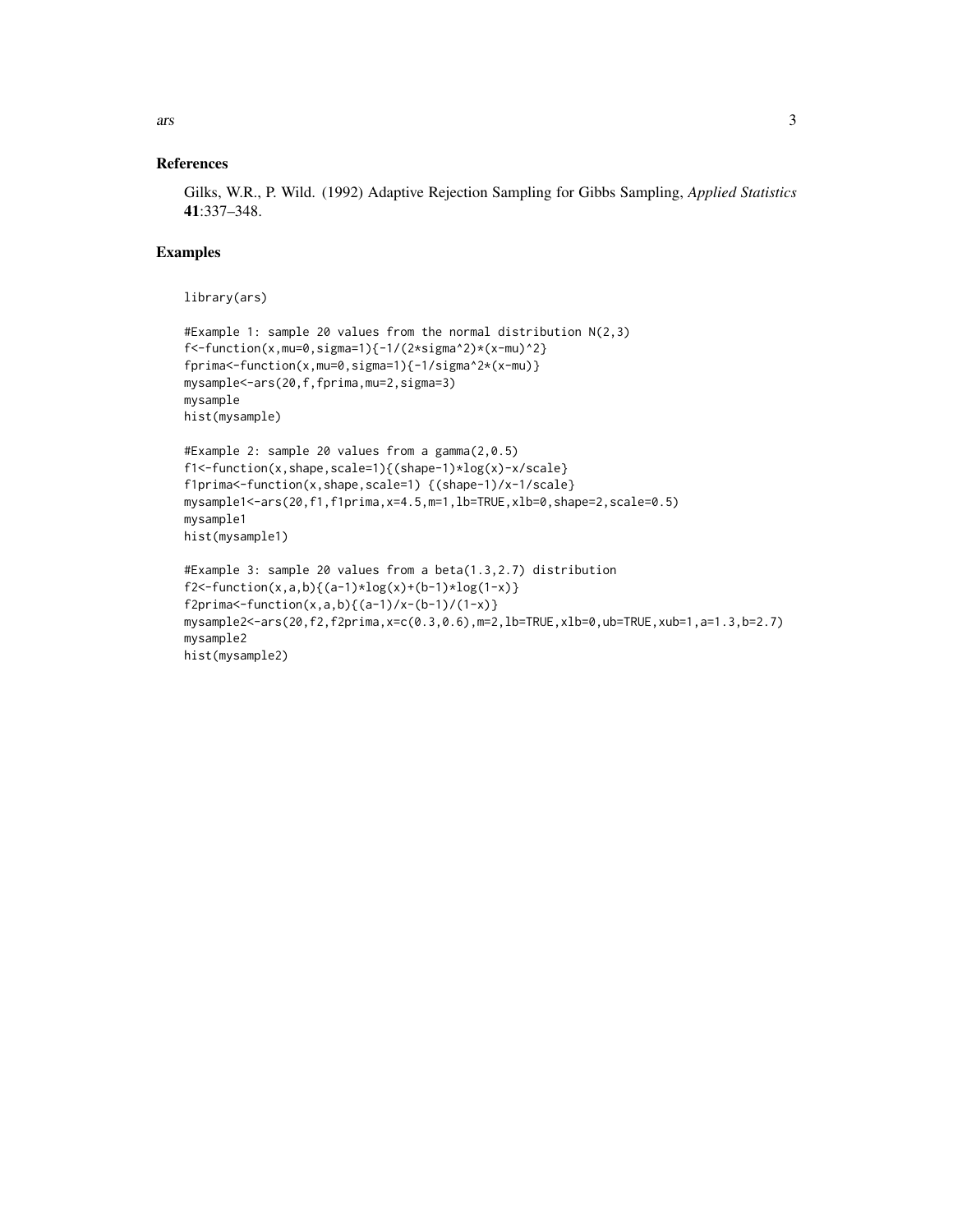## References

Gilks, W.R., P. Wild. (1992) Adaptive Rejection Sampling for Gibbs Sampling, *Applied Statistics* **41**:337–348.

## Examples

```
library(ars)

#Example 1: sample 20 values from the normal distribution N(2,3)
f<-function(x,mu=0,sigma=1){-1/(2*sigma^2)*(x-mu)^2}
fprima<-function(x,mu=0,sigma=1){-1/sigma^2*(x-mu)}
mysample<-ars(20,f,fprima,mu=2,sigma=3)
mysample
hist(mysample)

#Example 2: sample 20 values from a gamma(2,0.5)
f1<-function(x,shape,scale=1){(shape-1)*log(x)-x/scale}
f1prima<-function(x,shape,scale=1) {(shape-1)/x-1/scale}
mysample1<-ars(20,f1,f1prima,x=4.5,m=1,lb=TRUE,xlb=0,shape=2,scale=0.5)
mysample1
hist(mysample1)

#Example 3: sample 20 values from a beta(1.3,2.7) distribution
f2<-function(x,a,b){(a-1)*log(x)+(b-1)*log(1-x)}
f2prima<-function(x,a,b){(a-1)/x-(b-1)/(1-x)}
mysample2<-ars(20,f2,f2prima,x=c(0.3,0.6),m=2,lb=TRUE,xlb=0,ub=TRUE,xub=1,a=1.3,b=2.7)
mysample2
hist(mysample2)
```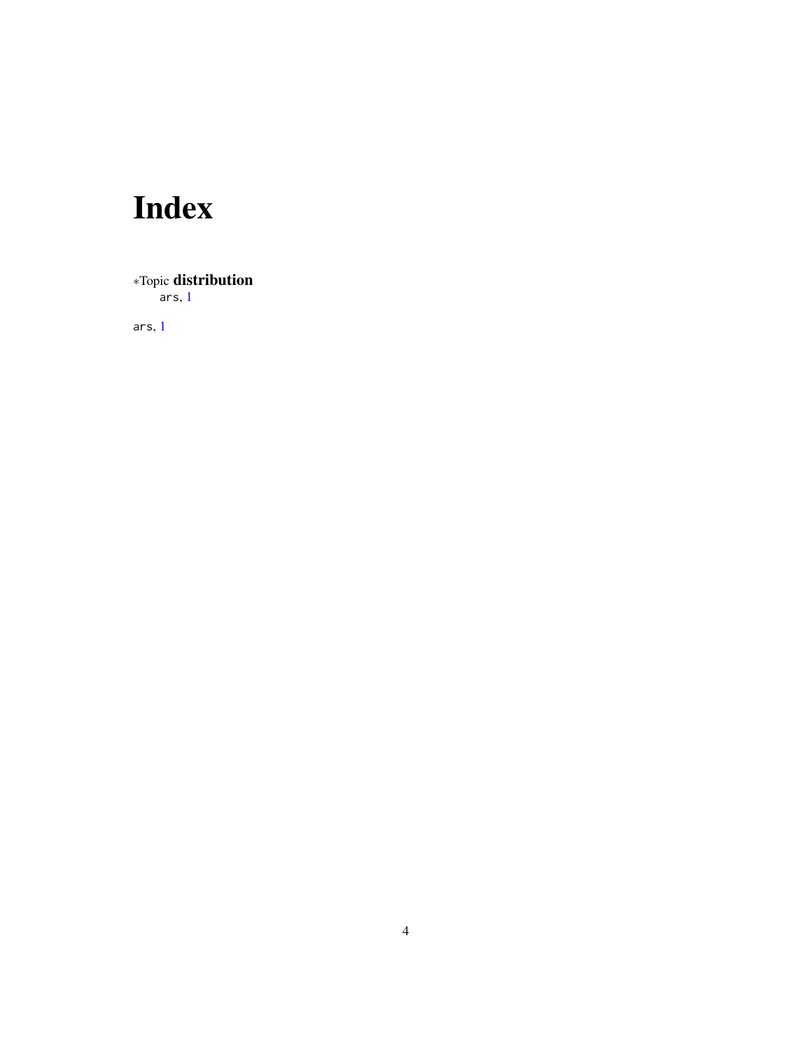# Index

*Topic **distribution**
  ars, 1

ars, 1